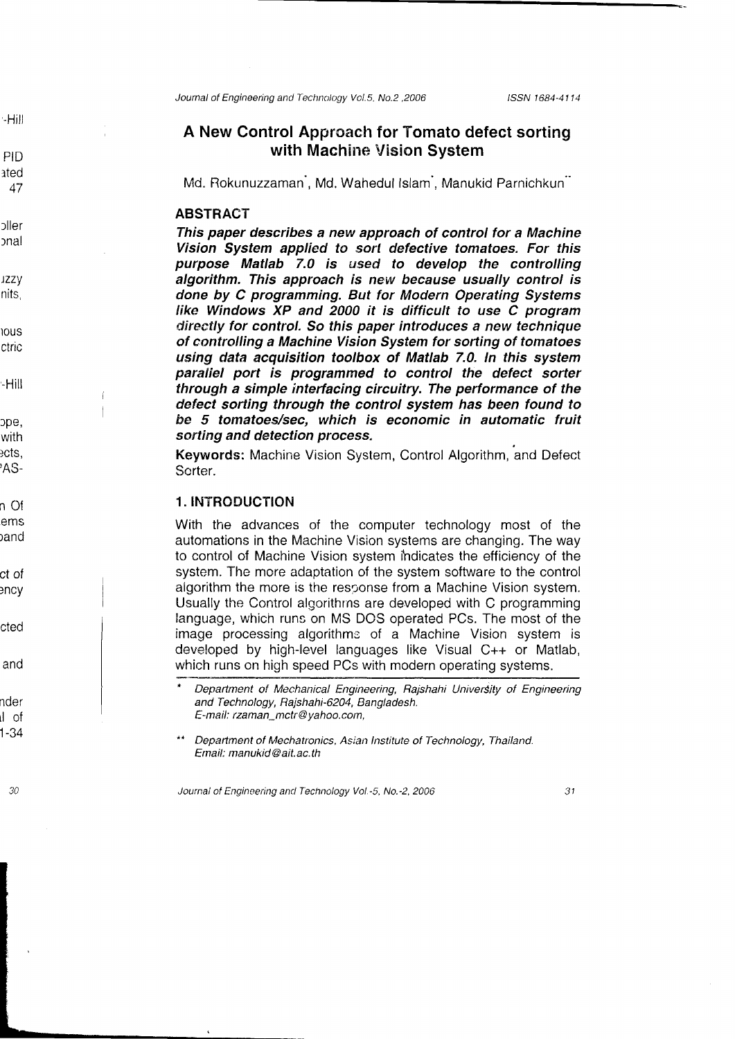# A New Control Approach for Tomato defect sorting with Machine Vision System

Md. Rokunuzzaman[*], Md. Wahedul Islam[*], Manukid Parnichkun[**]

## ABSTRACT

***This paper describes a new approach of control for a Machine Vision System applied to sort defective tomatoes. For this purpose Matlab 7.0 is used to develop the controlling algorithm. This approach is new because usually control is done by C programming. But for Modern Operating Systems like Windows XP and 2000 it is difficult to use C program directly for control. So this paper introduces a new technique of controlling a Machine Vision System for sorting of tomatoes using data acquisition toolbox of Matlab 7.0. In this system parallel port is programmed to control the defect sorter through a simple interfacing circuitry. The performance of the defect sorting through the control system has been found to be 5 tomatoes/sec, which is economic in automatic fruit sorting and detection process.***

**Keywords:** Machine Vision System, Control Algorithm, and Defect Sorter.

## 1. INTRODUCTION

With the advances of the computer technology most of the automations in the Machine Vision systems are changing. The way to control of Machine Vision system indicates the efficiency of the system. The more adaptation of the system software to the control algorithm the more is the response from a Machine Vision system. Usually the Control algorithms are developed with C programming language, which runs on MS DOS operated PCs. The most of the image processing algorithms of a Machine Vision system is developed by high-level languages like Visual C++ or Matlab, which runs on high speed PCs with modern operating systems.

---

\* *Department of Mechanical Engineering, Rajshahi University of Engineering and Technology, Rajshahi-6204, Bangladesh.*
*E-mail: rzaman_mctr@yahoo.com,*

\*\* *Department of Mechatronics, Asian Institute of Technology, Thailand.*
*Email: manukid@ait.ac.th*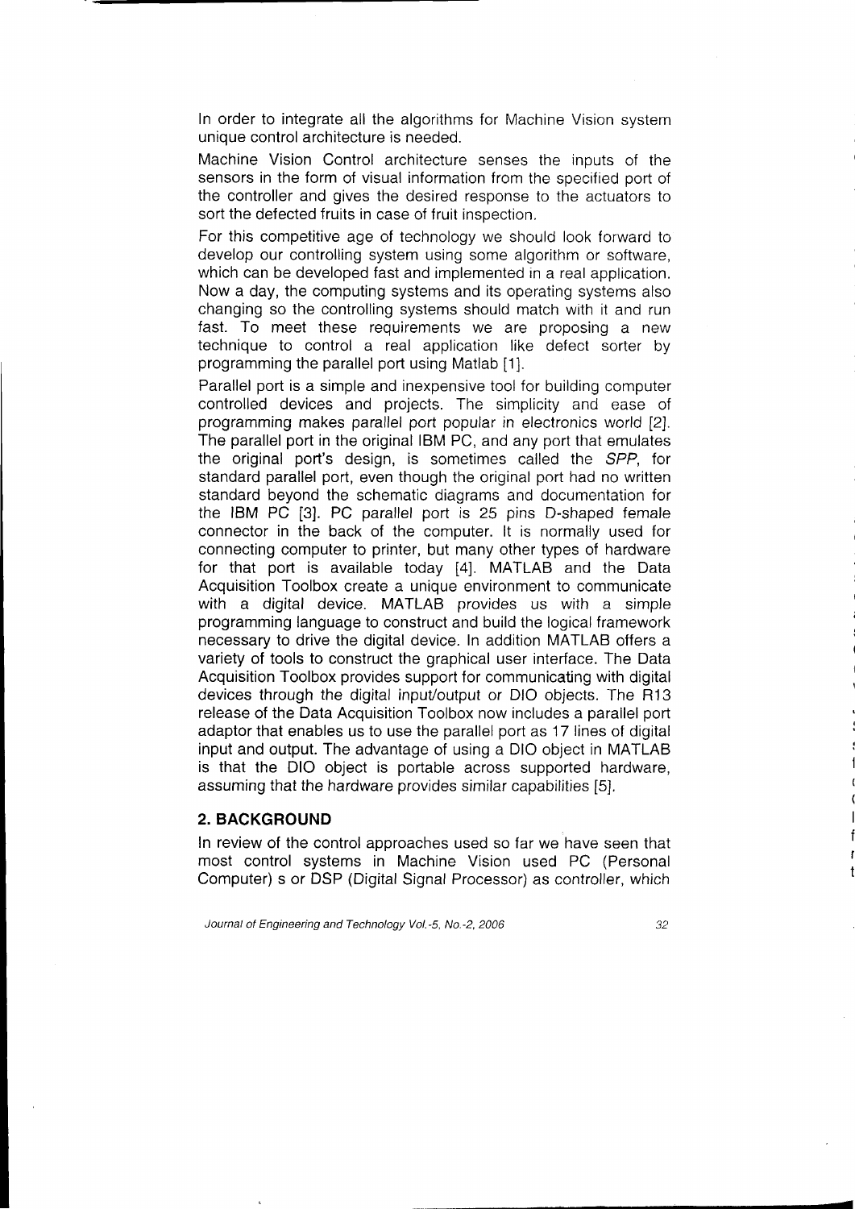In order to integrate all the algorithms for Machine Vision system unique control architecture is needed.

Machine Vision Control architecture senses the inputs of the sensors in the form of visual information from the specified port of the controller and gives the desired response to the actuators to sort the defected fruits in case of fruit inspection.

For this competitive age of technology we should look forward to develop our controlling system using some algorithm or software, which can be developed fast and implemented in a real application. Now a day, the computing systems and its operating systems also changing so the controlling systems should match with it and run fast. To meet these requirements we are proposing a new technique to control a real application like defect sorter by programming the parallel port using Matlab [1].

Parallel port is a simple and inexpensive tool for building computer controlled devices and projects. The simplicity and ease of programming makes parallel port popular in electronics world [2]. The parallel port in the original IBM PC, and any port that emulates the original port's design, is sometimes called the *SPP*, for standard parallel port, even though the original port had no written standard beyond the schematic diagrams and documentation for the IBM PC [3]. PC parallel port is 25 pins D-shaped female connector in the back of the computer. It is normally used for connecting computer to printer, but many other types of hardware for that port is available today [4]. MATLAB and the Data Acquisition Toolbox create a unique environment to communicate with a digital device. MATLAB provides us with a simple programming language to construct and build the logical framework necessary to drive the digital device. In addition MATLAB offers a variety of tools to construct the graphical user interface. The Data Acquisition Toolbox provides support for communicating with digital devices through the digital input/output or DIO objects. The R13 release of the Data Acquisition Toolbox now includes a parallel port adaptor that enables us to use the parallel port as 17 lines of digital input and output. The advantage of using a DIO object in MATLAB is that the DIO object is portable across supported hardware, assuming that the hardware provides similar capabilities [5].

## 2. BACKGROUND

In review of the control approaches used so far we have seen that most control systems in Machine Vision used PC (Personal Computer) s or DSP (Digital Signal Processor) as controller, which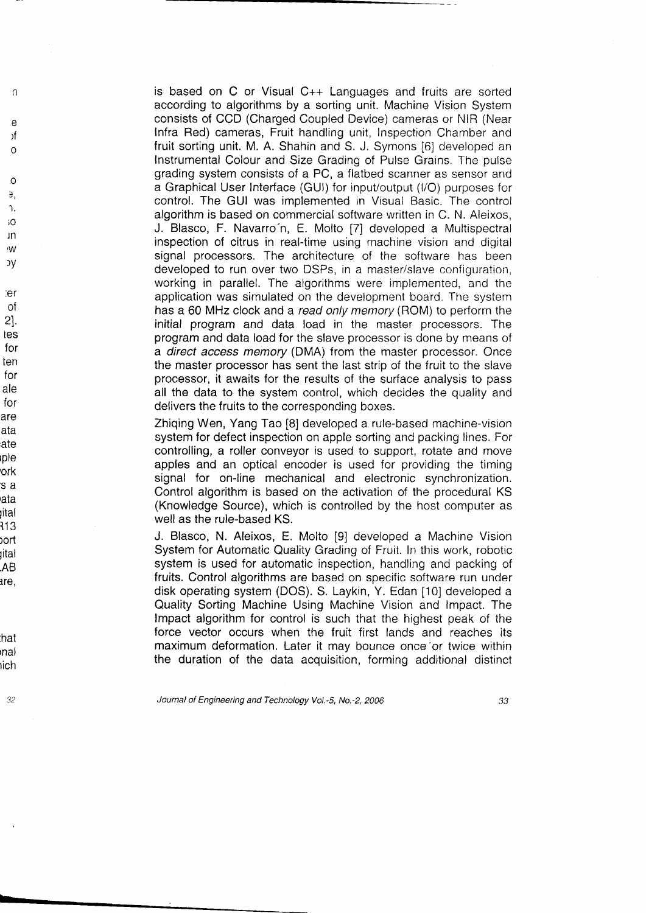is based on C or Visual C++ Languages and fruits are sorted according to algorithms by a sorting unit. Machine Vision System consists of CCD (Charged Coupled Device) cameras or NIR (Near Infra Red) cameras, Fruit handling unit, Inspection Chamber and fruit sorting unit. M. A. Shahin and S. J. Symons [6] developed an Instrumental Colour and Size Grading of Pulse Grains. The pulse grading system consists of a PC, a flatbed scanner as sensor and a Graphical User Interface (GUI) for input/output (I/O) purposes for control. The GUI was implemented in Visual Basic. The control algorithm is based on commercial software written in C. N. Aleixos, J. Blasco, F. Navarro´n, E. Molto [7] developed a Multispectral inspection of citrus in real-time using machine vision and digital signal processors. The architecture of the software has been developed to run over two DSPs, in a master/slave configuration, working in parallel. The algorithms were implemented, and the application was simulated on the development board. The system has a 60 MHz clock and a *read only memory* (ROM) to perform the initial program and data load in the master processors. The program and data load for the slave processor is done by means of a *direct access memory* (DMA) from the master processor. Once the master processor has sent the last strip of the fruit to the slave processor, it awaits for the results of the surface analysis to pass all the data to the system control, which decides the quality and delivers the fruits to the corresponding boxes.

Zhiqing Wen, Yang Tao [8] developed a rule-based machine-vision system for defect inspection on apple sorting and packing lines. For controlling, a roller conveyor is used to support, rotate and move apples and an optical encoder is used for providing the timing signal for on-line mechanical and electronic synchronization. Control algorithm is based on the activation of the procedural KS (Knowledge Source), which is controlled by the host computer as well as the rule-based KS.

J. Blasco, N. Aleixos, E. Molto [9] developed a Machine Vision System for Automatic Quality Grading of Fruit. In this work, robotic system is used for automatic inspection, handling and packing of fruits. Control algorithms are based on specific software run under disk operating system (DOS). S. Laykin, Y. Edan [10] developed a Quality Sorting Machine Using Machine Vision and Impact. The Impact algorithm for control is such that the highest peak of the force vector occurs when the fruit first lands and reaches its maximum deformation. Later it may bounce once or twice within the duration of the data acquisition, forming additional distinct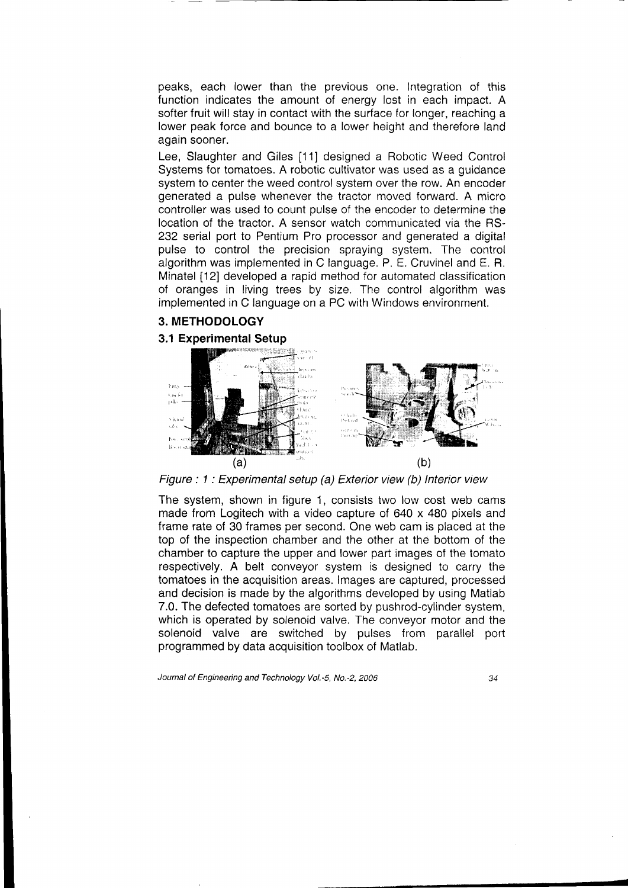peaks, each lower than the previous one. Integration of this function indicates the amount of energy lost in each impact. A softer fruit will stay in contact with the surface for longer, reaching a lower peak force and bounce to a lower height and therefore land again sooner.

Lee, Slaughter and Giles [11] designed a Robotic Weed Control Systems for tomatoes. A robotic cultivator was used as a guidance system to center the weed control system over the row. An encoder generated a pulse whenever the tractor moved forward. A micro controller was used to count pulse of the encoder to determine the location of the tractor. A sensor watch communicated via the RS-232 serial port to Pentium Pro processor and generated a digital pulse to control the precision spraying system. The control algorithm was implemented in C language. P. E. Cruvinel and E. R. Minatel [12] developed a rapid method for automated classification of oranges in living trees by size. The control algorithm was implemented in C language on a PC with Windows environment.

## 3. METHODOLOGY

### 3.1 Experimental Setup

(a) (b)

*Figure : 1 : Experimental setup (a) Exterior view (b) Interior view*

The system, shown in figure 1, consists two low cost web cams made from Logitech with a video capture of 640 x 480 pixels and frame rate of 30 frames per second. One web cam is placed at the top of the inspection chamber and the other at the bottom of the chamber to capture the upper and lower part images of the tomato respectively. A belt conveyor system is designed to carry the tomatoes in the acquisition areas. Images are captured, processed and decision is made by the algorithms developed by using Matlab 7.0. The defected tomatoes are sorted by pushrod-cylinder system, which is operated by solenoid valve. The conveyor motor and the solenoid valve are switched by pulses from parallel port programmed by data acquisition toolbox of Matlab.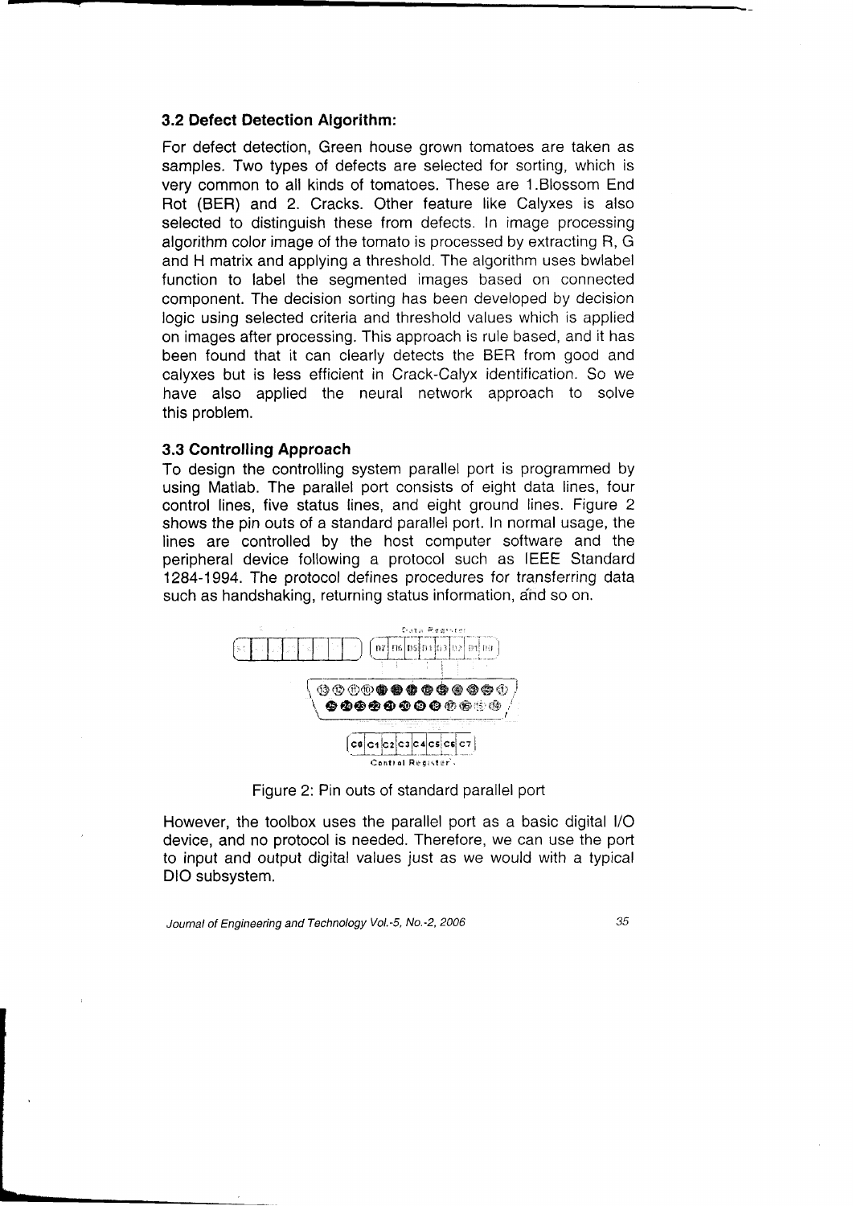### 3.2 Defect Detection Algorithm:

For defect detection, Green house grown tomatoes are taken as samples. Two types of defects are selected for sorting, which is very common to all kinds of tomatoes. These are 1.Blossom End Rot (BER) and 2. Cracks. Other feature like Calyxes is also selected to distinguish these from defects. In image processing algorithm color image of the tomato is processed by extracting R, G and H matrix and applying a threshold. The algorithm uses bwlabel function to label the segmented images based on connected component. The decision sorting has been developed by decision logic using selected criteria and threshold values which is applied on images after processing. This approach is rule based, and it has been found that it can clearly detects the BER from good and calyxes but is less efficient in Crack-Calyx identification. So we have also applied the neural network approach to solve this problem.

### 3.3 Controlling Approach

To design the controlling system parallel port is programmed by using Matlab. The parallel port consists of eight data lines, four control lines, five status lines, and eight ground lines. Figure 2 shows the pin outs of a standard parallel port. In normal usage, the lines are controlled by the host computer software and the peripheral device following a protocol such as IEEE Standard 1284-1994. The protocol defines procedures for transferring data such as handshaking, returning status information, and so on.

Figure 2: Pin outs of standard parallel port

However, the toolbox uses the parallel port as a basic digital I/O device, and no protocol is needed. Therefore, we can use the port to input and output digital values just as we would with a typical DIO subsystem.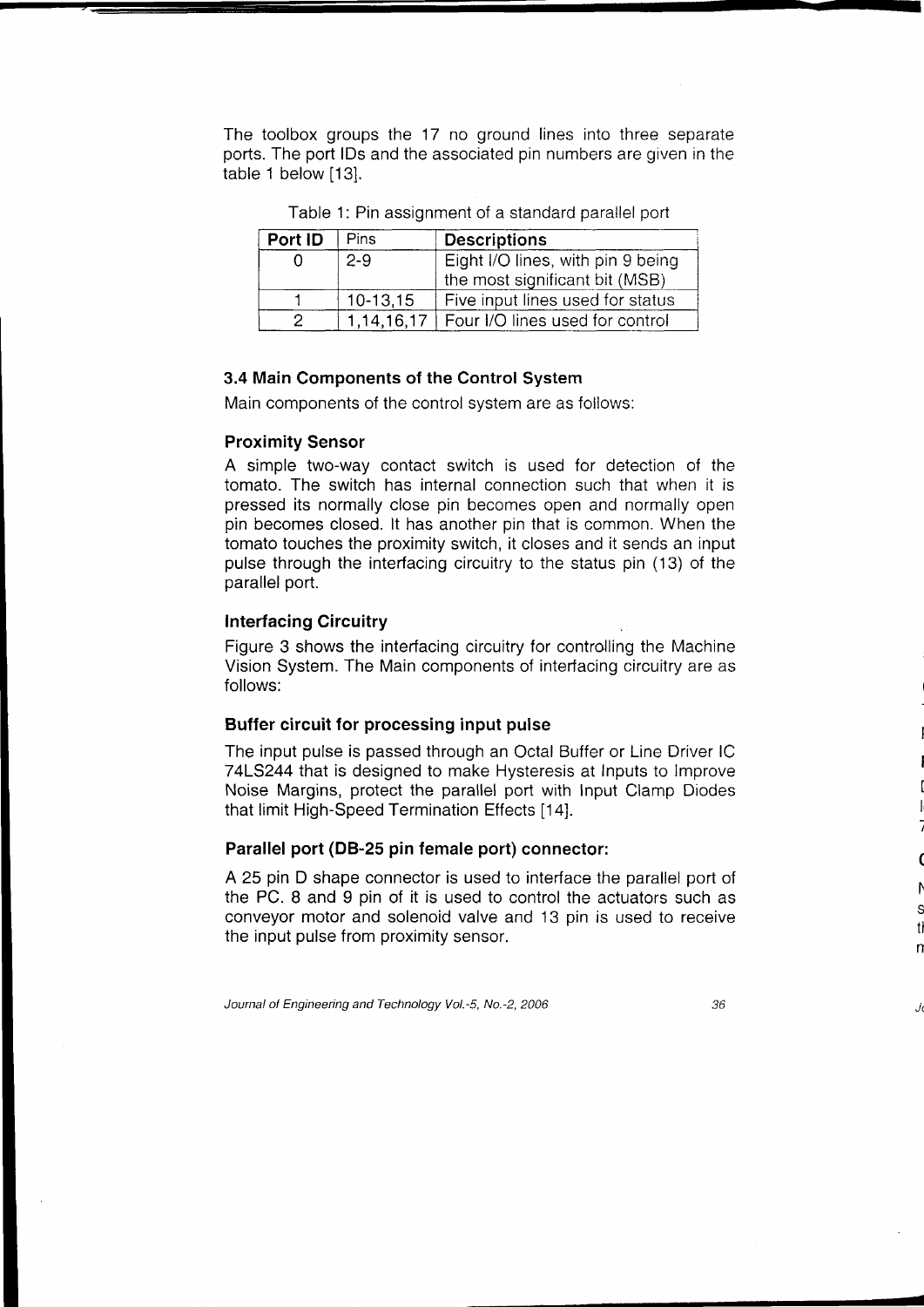The toolbox groups the 17 no ground lines into three separate ports. The port IDs and the associated pin numbers are given in the table 1 below [13].

Table 1: Pin assignment of a standard parallel port

| Port ID | Pins | Descriptions |
|---|---|---|
| 0 | 2-9 | Eight I/O lines, with pin 9 being the most significant bit (MSB) |
| 1 | 10-13,15 | Five input lines used for status |
| 2 | 1,14,16,17 | Four I/O lines used for control |

### 3.4 Main Components of the Control System

Main components of the control system are as follows:

#### Proximity Sensor

A simple two-way contact switch is used for detection of the tomato. The switch has internal connection such that when it is pressed its normally close pin becomes open and normally open pin becomes closed. It has another pin that is common. When the tomato touches the proximity switch, it closes and it sends an input pulse through the interfacing circuitry to the status pin (13) of the parallel port.

#### Interfacing Circuitry

Figure 3 shows the interfacing circuitry for controlling the Machine Vision System. The Main components of interfacing circuitry are as follows:

#### Buffer circuit for processing input pulse

The input pulse is passed through an Octal Buffer or Line Driver IC 74LS244 that is designed to make Hysteresis at Inputs to Improve Noise Margins, protect the parallel port with Input Clamp Diodes that limit High-Speed Termination Effects [14].

#### Parallel port (DB-25 pin female port) connector:

A 25 pin D shape connector is used to interface the parallel port of the PC. 8 and 9 pin of it is used to control the actuators such as conveyor motor and solenoid valve and 13 pin is used to receive the input pulse from proximity sensor.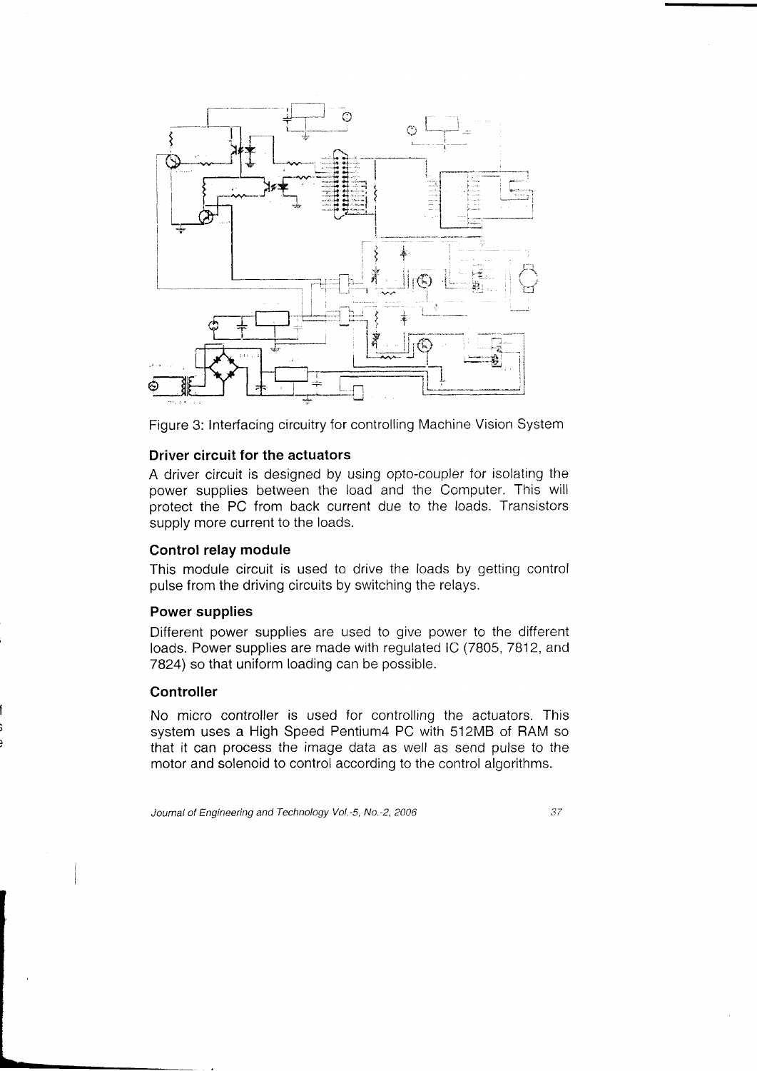Figure 3: Interfacing circuitry for controlling Machine Vision System

### Driver circuit for the actuators

A driver circuit is designed by using opto-coupler for isolating the power supplies between the load and the Computer. This will protect the PC from back current due to the loads. Transistors supply more current to the loads.

### Control relay module

This module circuit is used to drive the loads by getting control pulse from the driving circuits by switching the relays.

### Power supplies

Different power supplies are used to give power to the different loads. Power supplies are made with regulated IC (7805, 7812, and 7824) so that uniform loading can be possible.

### Controller

No micro controller is used for controlling the actuators. This system uses a High Speed Pentium4 PC with 512MB of RAM so that it can process the image data as well as send pulse to the motor and solenoid to control according to the control algorithms.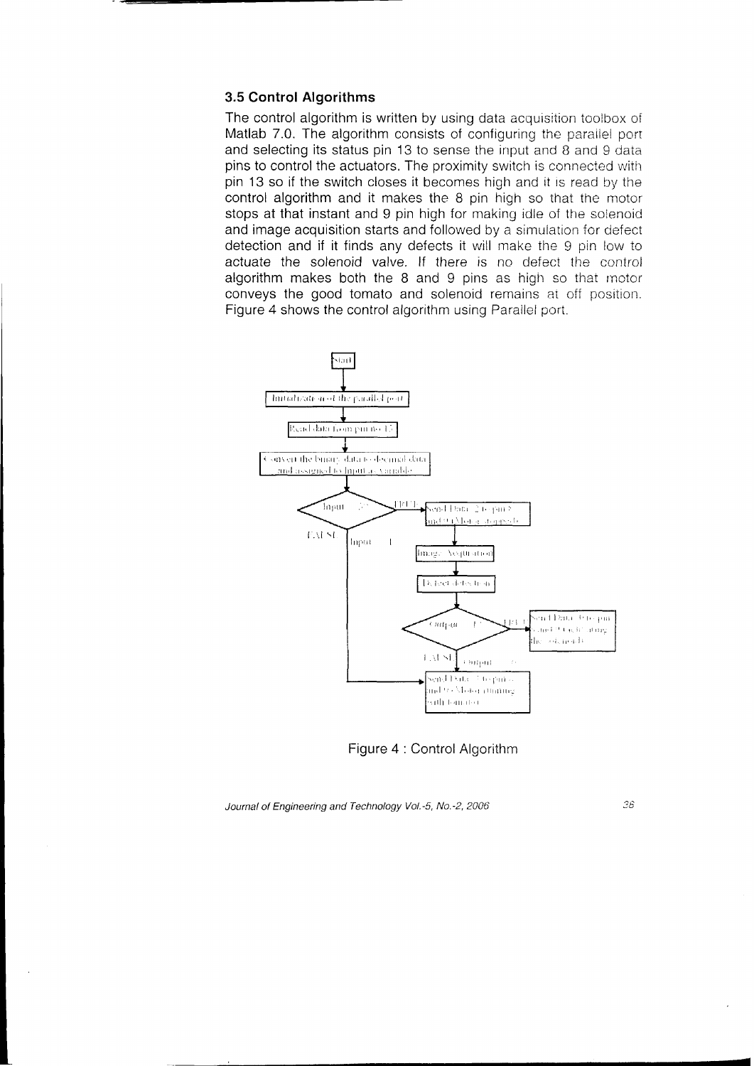### 3.5 Control Algorithms

The control algorithm is written by using data acquisition toolbox of Matlab 7.0. The algorithm consists of configuring the parallel port and selecting its status pin 13 to sense the input and 8 and 9 data pins to control the actuators. The proximity switch is connected with pin 13 so if the switch closes it becomes high and it is read by the control algorithm and it makes the 8 pin high so that the motor stops at that instant and 9 pin high for making idle of the solenoid and image acquisition starts and followed by a simulation for defect detection and if it finds any defects it will make the 9 pin low to actuate the solenoid valve. If there is no defect the control algorithm makes both the 8 and 9 pins as high so that motor conveys the good tomato and solenoid remains at off position. Figure 4 shows the control algorithm using Parallel port.

Figure 4 : Control Algorithm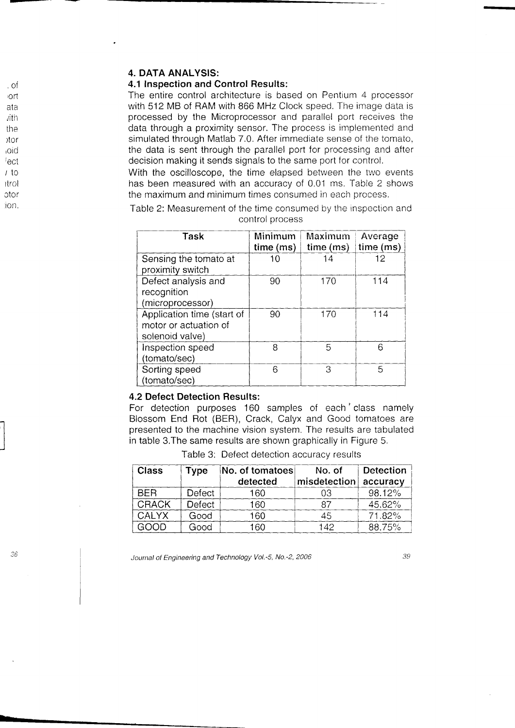## 4. DATA ANALYSIS:

### 4.1 Inspection and Control Results:

The entire control architecture is based on Pentium 4 processor with 512 MB of RAM with 866 MHz Clock speed. The image data is processed by the Microprocessor and parallel port receives the data through a proximity sensor. The process is implemented and simulated through Matlab 7.0. After immediate sense of the tomato, the data is sent through the parallel port for processing and after decision making it sends signals to the same port for control.

With the oscilloscope, the time elapsed between the two events has been measured with an accuracy of 0.01 ms. Table 2 shows the maximum and minimum times consumed in each process.

Table 2: Measurement of the time consumed by the inspection and control process

| Task | Minimum time (ms) | Maximum time (ms) | Average time (ms) |
|---|---|---|---|
| Sensing the tomato at proximity switch | 10 | 14 | 12 |
| Defect analysis and recognition (microprocessor) | 90 | 170 | 114 |
| Application time (start of motor or actuation of solenoid valve) | 90 | 170 | 114 |
| Inspection speed (tomato/sec) | 8 | 5 | 6 |
| Sorting speed (tomato/sec) | 6 | 3 | 5 |

### 4.2 Defect Detection Results:

For detection purposes 160 samples of each' class namely Blossom End Rot (BER), Crack, Calyx and Good tomatoes are presented to the machine vision system. The results are tabulated in table 3.The same results are shown graphically in Figure 5.

Table 3: Defect detection accuracy results

| Class | Type | No. of tomatoes detected | No. of misdetection | Detection accuracy |
|---|---|---|---|---|
| BER | Defect | 160 | 03 | 98.12% |
| CRACK | Defect | 160 | 87 | 45.62% |
| CALYX | Good | 160 | 45 | 71.82% |
| GOOD | Good | 160 | 142 | 88.75% |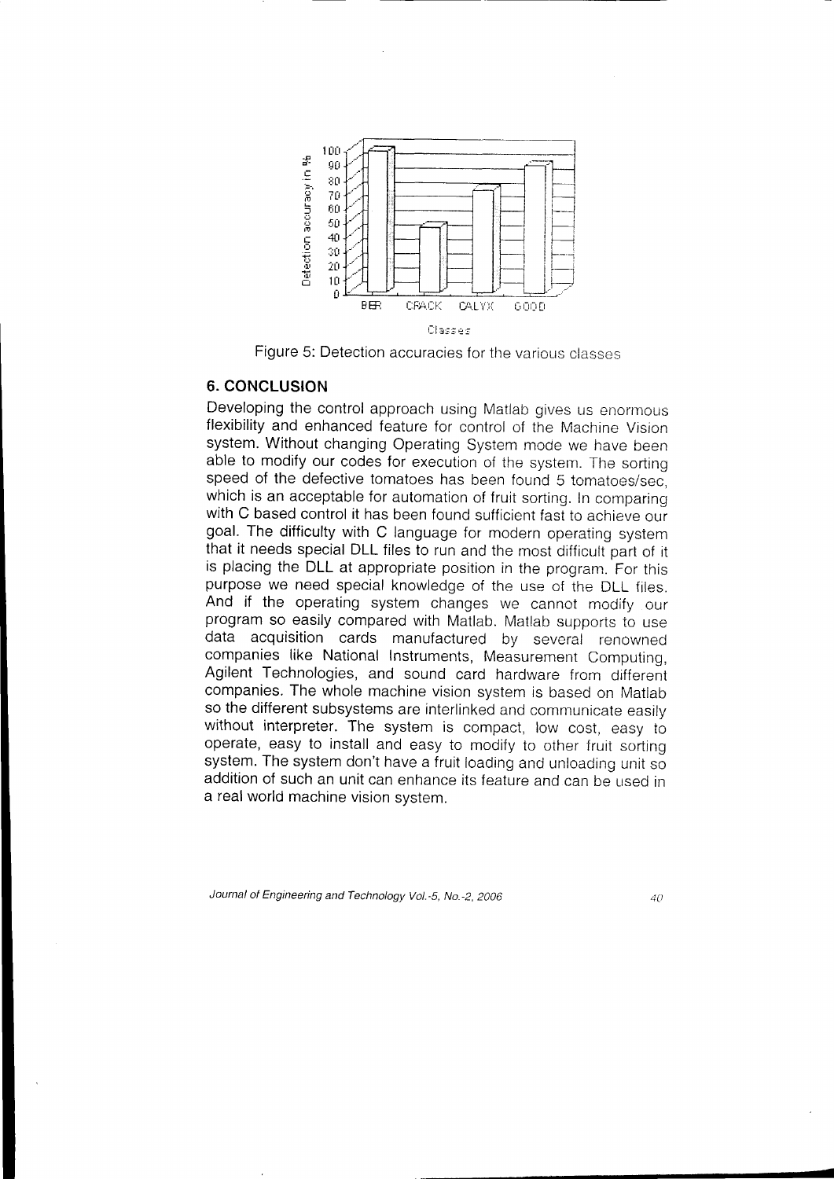Figure 5: Detection accuracies for the various classes

## 6. CONCLUSION

Developing the control approach using Matlab gives us enormous flexibility and enhanced feature for control of the Machine Vision system. Without changing Operating System mode we have been able to modify our codes for execution of the system. The sorting speed of the defective tomatoes has been found 5 tomatoes/sec, which is an acceptable for automation of fruit sorting. In comparing with C based control it has been found sufficient fast to achieve our goal. The difficulty with C language for modern operating system that it needs special DLL files to run and the most difficult part of it is placing the DLL at appropriate position in the program. For this purpose we need special knowledge of the use of the DLL files. And if the operating system changes we cannot modify our program so easily compared with Matlab. Matlab supports to use data acquisition cards manufactured by several renowned companies like National Instruments, Measurement Computing, Agilent Technologies, and sound card hardware from different companies. The whole machine vision system is based on Matlab so the different subsystems are interlinked and communicate easily without interpreter. The system is compact, low cost, easy to operate, easy to install and easy to modify to other fruit sorting system. The system don't have a fruit loading and unloading unit so addition of such an unit can enhance its feature and can be used in a real world machine vision system.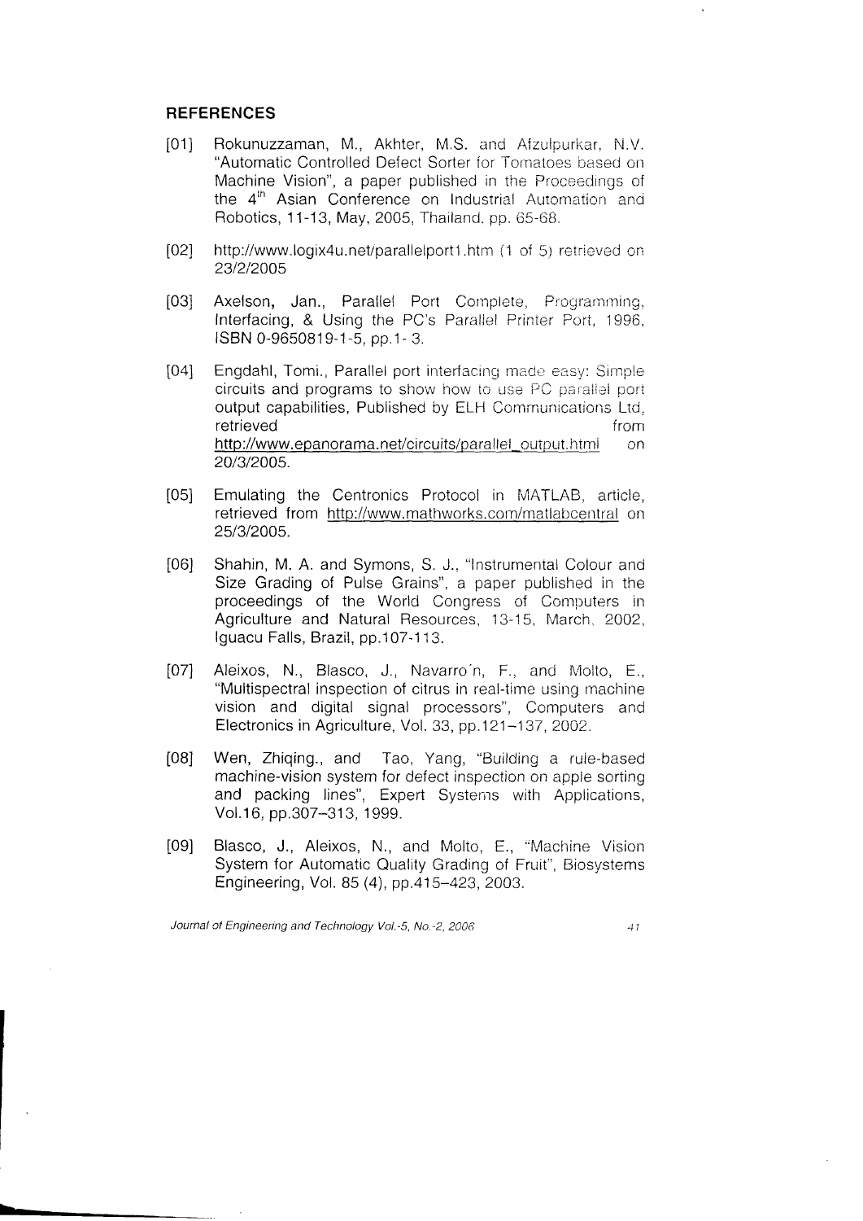## REFERENCES

[01] Rokunuzzaman, M., Akhter, M.S. and Afzulpurkar, N.V. "Automatic Controlled Defect Sorter for Tomatoes based on Machine Vision", a paper published in the Proceedings of the 4th Asian Conference on Industrial Automation and Robotics, 11-13, May, 2005, Thailand. pp. 65-68.

[02] http://www.logix4u.net/parallelport1.htm (1 of 5) retrieved on 23/2/2005

[03] Axelson, Jan., Parallel Port Complete, Programming, Interfacing, & Using the PC's Parallel Printer Port, 1996, ISBN 0-9650819-1-5, pp.1- 3.

[04] Engdahl, Tomi., Parallel port interfacing made easy: Simple circuits and programs to show how to use PC parallel port output capabilities, Published by ELH Communications Ltd, retrieved from http://www.epanorama.net/circuits/parallel_output.html on 20/3/2005.

[05] Emulating the Centronics Protocol in MATLAB, article, retrieved from http://www.mathworks.com/matlabcentral on 25/3/2005.

[06] Shahin, M. A. and Symons, S. J., "Instrumental Colour and Size Grading of Pulse Grains", a paper published in the proceedings of the World Congress of Computers in Agriculture and Natural Resources, 13-15, March, 2002, Iguacu Falls, Brazil, pp.107-113.

[07] Aleixos, N., Blasco, J., Navarro´n, F., and Molto, E., "Multispectral inspection of citrus in real-time using machine vision and digital signal processors", Computers and Electronics in Agriculture, Vol. 33, pp.121–137, 2002.

[08] Wen, Zhiqing., and Tao, Yang, "Building a rule-based machine-vision system for defect inspection on apple sorting and packing lines", Expert Systems with Applications, Vol.16, pp.307–313, 1999.

[09] Blasco, J., Aleixos, N., and Molto, E., "Machine Vision System for Automatic Quality Grading of Fruit", Biosystems Engineering, Vol. 85 (4), pp.415–423, 2003.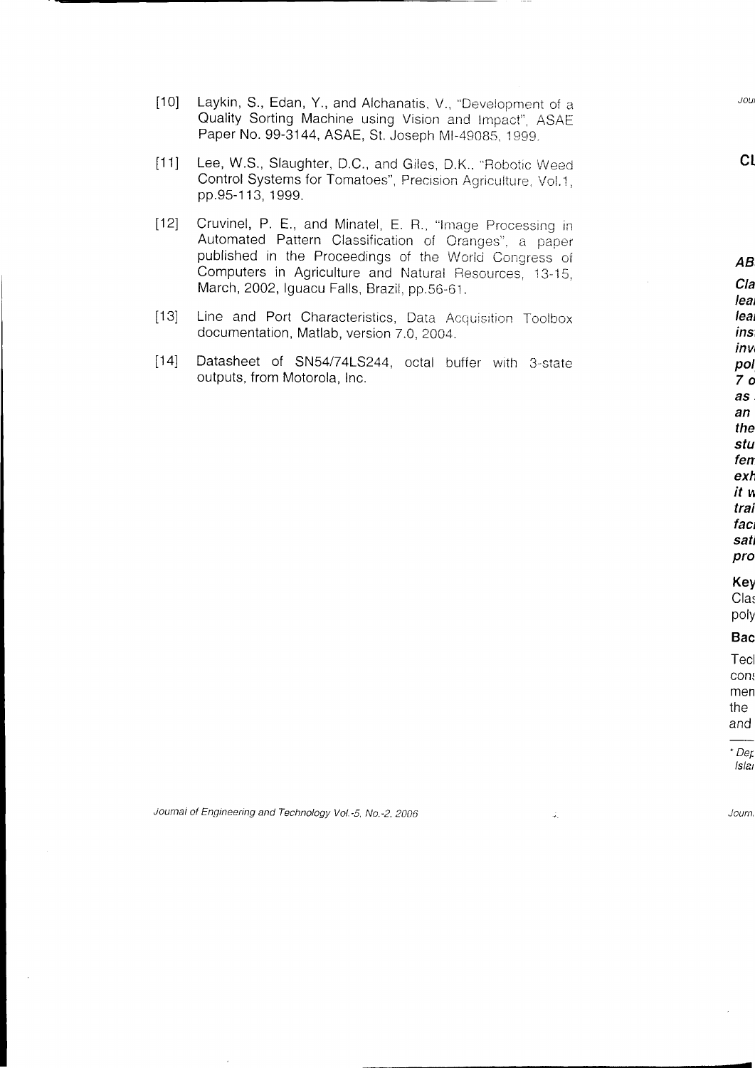[10] Laykin, S., Edan, Y., and Alchanatis, V., "Development of a Quality Sorting Machine using Vision and Impact", ASAE Paper No. 99-3144, ASAE, St. Joseph MI-49085, 1999.

[11] Lee, W.S., Slaughter, D.C., and Giles, D.K., "Robotic Weed Control Systems for Tomatoes", Precision Agriculture, Vol.1, pp.95-113, 1999.

[12] Cruvinel, P. E., and Minatel, E. R., "Image Processing in Automated Pattern Classification of Oranges", a paper published in the Proceedings of the World Congress of Computers in Agriculture and Natural Resources, 13-15, March, 2002, Iguacu Falls, Brazil, pp.56-61.

[13] Line and Port Characteristics, Data Acquisition Toolbox documentation, Matlab, version 7.0, 2004.

[14] Datasheet of SN54/74LS244, octal buffer with 3-state outputs, from Motorola, Inc.